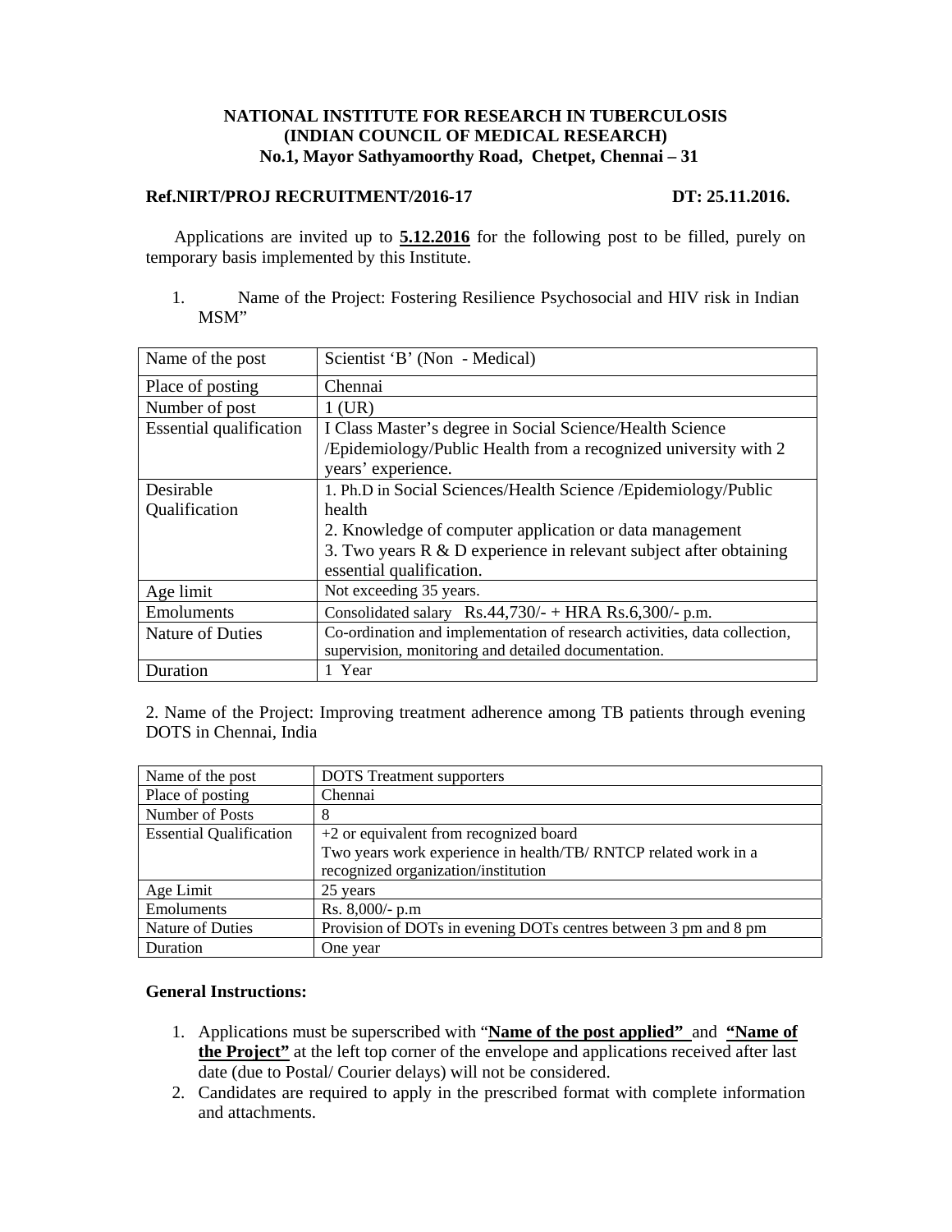**NATIONAL INSTITUTE FOR RESEARCH IN TUBERCULOSIS**
**(INDIAN COUNCIL OF MEDICAL RESEARCH)**
**No.1, Mayor Sathyamoorthy Road, Chetpet, Chennai – 31**

**Ref.NIRT/PROJ RECRUITMENT/2016-17** **DT: 25.11.2016.**

Applications are invited up to **5.12.2016** for the following post to be filled, purely on temporary basis implemented by this Institute.

1. Name of the Project: Fostering Resilience Psychosocial and HIV risk in Indian MSM"

| Name of the post | Scientist 'B' (Non - Medical) |
|---|---|
| Place of posting | Chennai |
| Number of post | 1 (UR) |
| Essential qualification | I Class Master's degree in Social Science/Health Science /Epidemiology/Public Health from a recognized university with 2 years' experience. |
| Desirable Qualification | 1. Ph.D in Social Sciences/Health Science /Epidemiology/Public health<br>2. Knowledge of computer application or data management<br>3. Two years R & D experience in relevant subject after obtaining essential qualification. |
| Age limit | Not exceeding 35 years. |
| Emoluments | Consolidated salary Rs.44,730/- + HRA Rs.6,300/- p.m. |
| Nature of Duties | Co-ordination and implementation of research activities, data collection, supervision, monitoring and detailed documentation. |
| Duration | 1 Year |

2. Name of the Project: Improving treatment adherence among TB patients through evening DOTS in Chennai, India

| Name of the post | DOTS Treatment supporters |
|---|---|
| Place of posting | Chennai |
| Number of Posts | 8 |
| Essential Qualification | +2 or equivalent from recognized board<br>Two years work experience in health/TB/ RNTCP related work in a recognized organization/institution |
| Age Limit | 25 years |
| Emoluments | Rs. 8,000/- p.m |
| Nature of Duties | Provision of DOTs in evening DOTs centres between 3 pm and 8 pm |
| Duration | One year |

**General Instructions:**

1. Applications must be superscribed with "**Name of the post applied"** and **"Name of the Project"** at the left top corner of the envelope and applications received after last date (due to Postal/ Courier delays) will not be considered.
2. Candidates are required to apply in the prescribed format with complete information and attachments.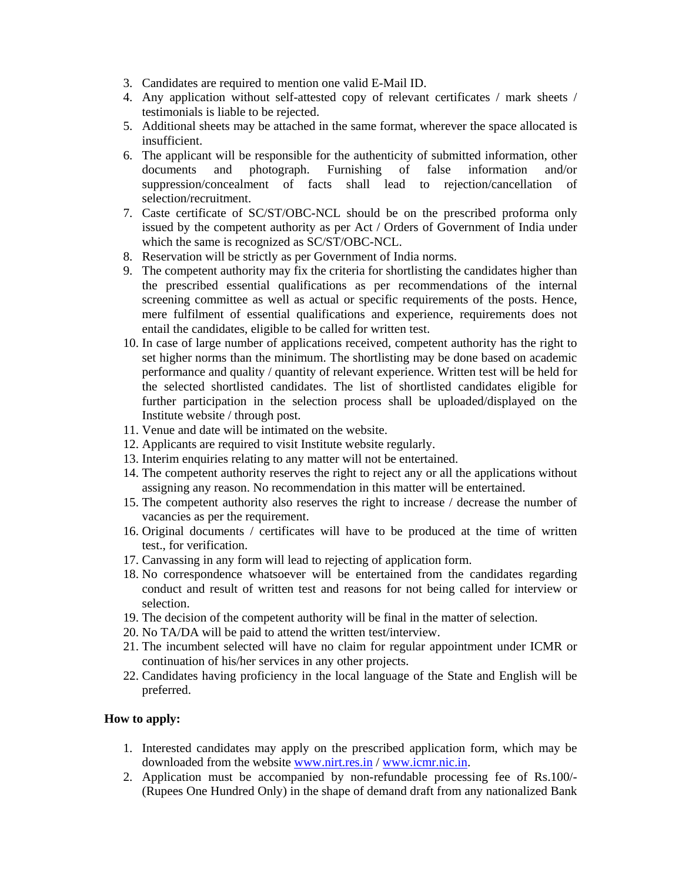3. Candidates are required to mention one valid E-Mail ID.
4. Any application without self-attested copy of relevant certificates / mark sheets / testimonials is liable to be rejected.
5. Additional sheets may be attached in the same format, wherever the space allocated is insufficient.
6. The applicant will be responsible for the authenticity of submitted information, other documents and photograph. Furnishing of false information and/or suppression/concealment of facts shall lead to rejection/cancellation of selection/recruitment.
7. Caste certificate of SC/ST/OBC-NCL should be on the prescribed proforma only issued by the competent authority as per Act / Orders of Government of India under which the same is recognized as SC/ST/OBC-NCL.
8. Reservation will be strictly as per Government of India norms.
9. The competent authority may fix the criteria for shortlisting the candidates higher than the prescribed essential qualifications as per recommendations of the internal screening committee as well as actual or specific requirements of the posts. Hence, mere fulfilment of essential qualifications and experience, requirements does not entail the candidates, eligible to be called for written test.
10. In case of large number of applications received, competent authority has the right to set higher norms than the minimum. The shortlisting may be done based on academic performance and quality / quantity of relevant experience. Written test will be held for the selected shortlisted candidates. The list of shortlisted candidates eligible for further participation in the selection process shall be uploaded/displayed on the Institute website / through post.
11. Venue and date will be intimated on the website.
12. Applicants are required to visit Institute website regularly.
13. Interim enquiries relating to any matter will not be entertained.
14. The competent authority reserves the right to reject any or all the applications without assigning any reason. No recommendation in this matter will be entertained.
15. The competent authority also reserves the right to increase / decrease the number of vacancies as per the requirement.
16. Original documents / certificates will have to be produced at the time of written test., for verification.
17. Canvassing in any form will lead to rejecting of application form.
18. No correspondence whatsoever will be entertained from the candidates regarding conduct and result of written test and reasons for not being called for interview or selection.
19. The decision of the competent authority will be final in the matter of selection.
20. No TA/DA will be paid to attend the written test/interview.
21. The incumbent selected will have no claim for regular appointment under ICMR or continuation of his/her services in any other projects.
22. Candidates having proficiency in the local language of the State and English will be preferred.

**How to apply:**

1. Interested candidates may apply on the prescribed application form, which may be downloaded from the website www.nirt.res.in / www.icmr.nic.in.
2. Application must be accompanied by non-refundable processing fee of Rs.100/- (Rupees One Hundred Only) in the shape of demand draft from any nationalized Bank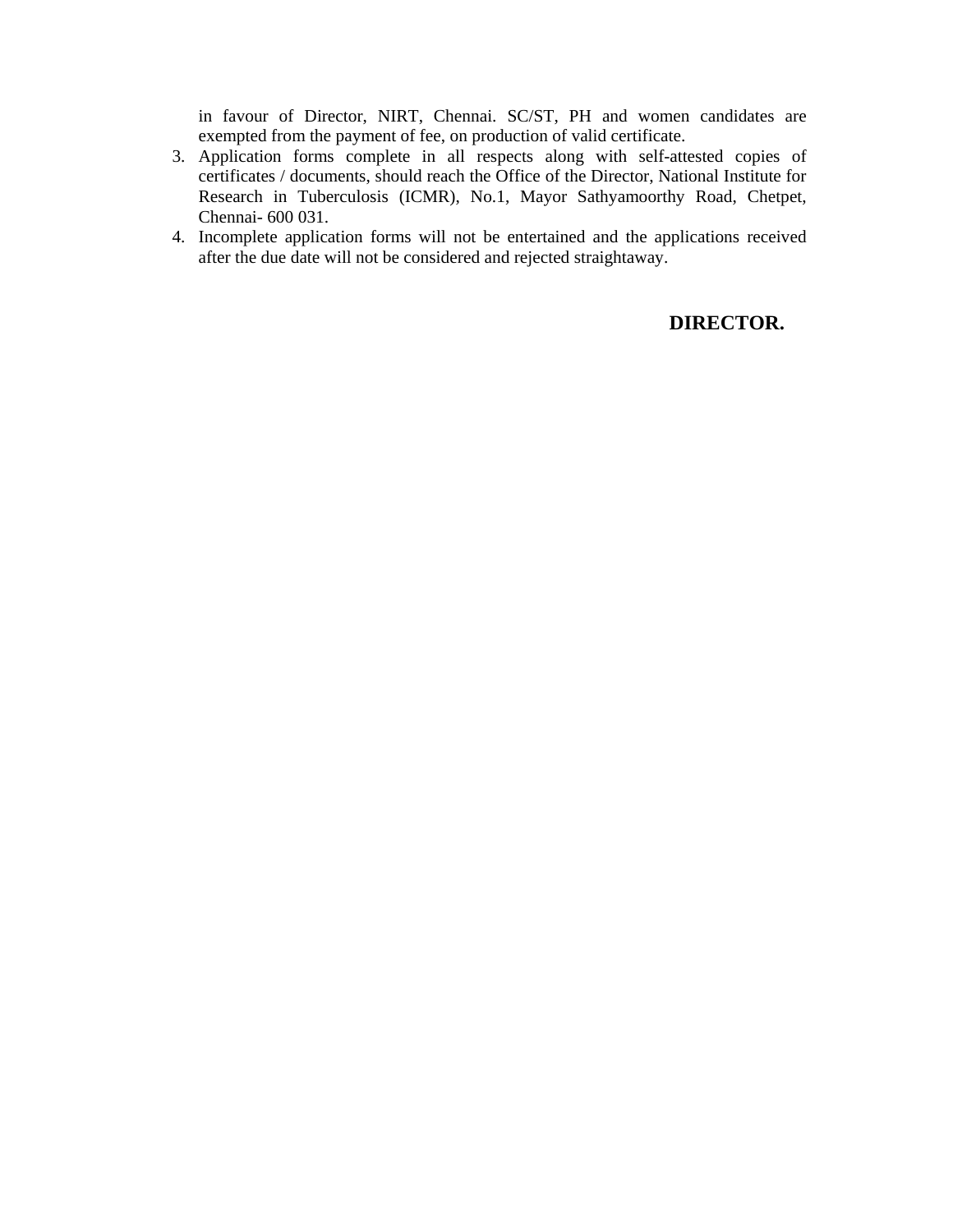in favour of Director, NIRT, Chennai. SC/ST, PH and women candidates are exempted from the payment of fee, on production of valid certificate.

3. Application forms complete in all respects along with self-attested copies of certificates / documents, should reach the Office of the Director, National Institute for Research in Tuberculosis (ICMR), No.1, Mayor Sathyamoorthy Road, Chetpet, Chennai- 600 031.
4. Incomplete application forms will not be entertained and the applications received after the due date will not be considered and rejected straightaway.

**DIRECTOR.**